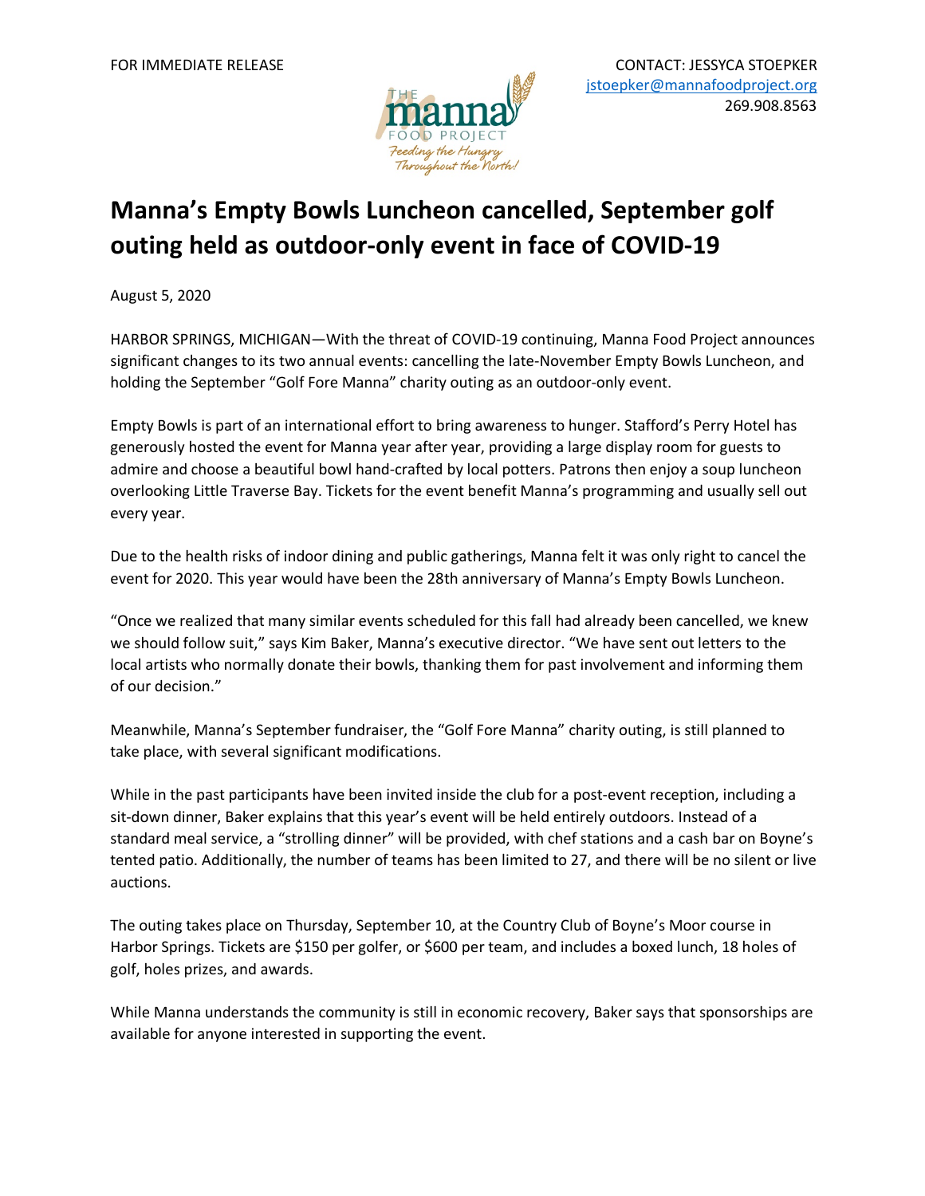FOR IMMEDIATE RELEASE

CONTACT: JESSYCA STOEPKER
jstoepker@mannafoodproject.org
269.908.8563

THE manna FOOD PROJECT
*Feeding the Hungry Throughout the North!*

# Manna's Empty Bowls Luncheon cancelled, September golf outing held as outdoor-only event in face of COVID-19

August 5, 2020

HARBOR SPRINGS, MICHIGAN—With the threat of COVID-19 continuing, Manna Food Project announces significant changes to its two annual events: cancelling the late-November Empty Bowls Luncheon, and holding the September "Golf Fore Manna" charity outing as an outdoor-only event.

Empty Bowls is part of an international effort to bring awareness to hunger. Stafford's Perry Hotel has generously hosted the event for Manna year after year, providing a large display room for guests to admire and choose a beautiful bowl hand-crafted by local potters. Patrons then enjoy a soup luncheon overlooking Little Traverse Bay. Tickets for the event benefit Manna's programming and usually sell out every year.

Due to the health risks of indoor dining and public gatherings, Manna felt it was only right to cancel the event for 2020. This year would have been the 28th anniversary of Manna's Empty Bowls Luncheon.

"Once we realized that many similar events scheduled for this fall had already been cancelled, we knew we should follow suit," says Kim Baker, Manna's executive director. "We have sent out letters to the local artists who normally donate their bowls, thanking them for past involvement and informing them of our decision."

Meanwhile, Manna's September fundraiser, the "Golf Fore Manna" charity outing, is still planned to take place, with several significant modifications.

While in the past participants have been invited inside the club for a post-event reception, including a sit-down dinner, Baker explains that this year's event will be held entirely outdoors. Instead of a standard meal service, a "strolling dinner" will be provided, with chef stations and a cash bar on Boyne's tented patio. Additionally, the number of teams has been limited to 27, and there will be no silent or live auctions.

The outing takes place on Thursday, September 10, at the Country Club of Boyne's Moor course in Harbor Springs. Tickets are $150 per golfer, or $600 per team, and includes a boxed lunch, 18 holes of golf, holes prizes, and awards.

While Manna understands the community is still in economic recovery, Baker says that sponsorships are available for anyone interested in supporting the event.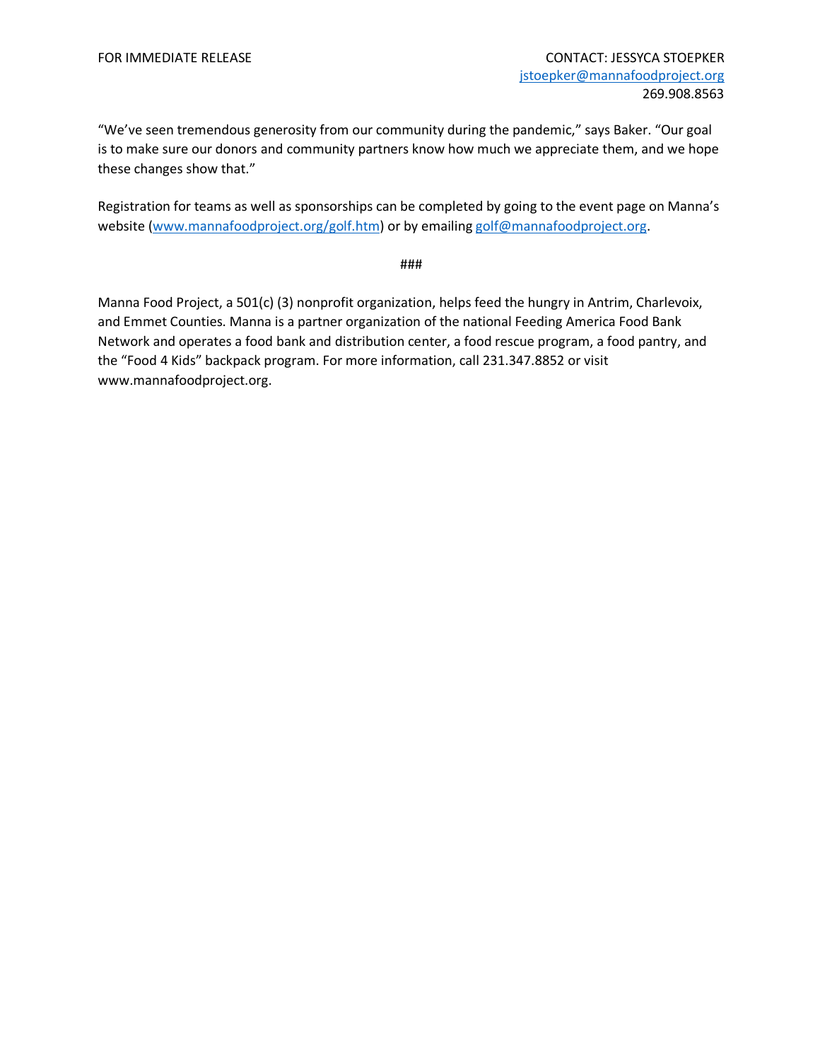FOR IMMEDIATE RELEASE

CONTACT: JESSYCA STOEPKER
jstoepker@mannafoodproject.org
269.908.8563

"We've seen tremendous generosity from our community during the pandemic," says Baker. "Our goal is to make sure our donors and community partners know how much we appreciate them, and we hope these changes show that."

Registration for teams as well as sponsorships can be completed by going to the event page on Manna's website (www.mannafoodproject.org/golf.htm) or by emailing golf@mannafoodproject.org.

###

Manna Food Project, a 501(c) (3) nonprofit organization, helps feed the hungry in Antrim, Charlevoix, and Emmet Counties. Manna is a partner organization of the national Feeding America Food Bank Network and operates a food bank and distribution center, a food rescue program, a food pantry, and the "Food 4 Kids" backpack program. For more information, call 231.347.8852 or visit www.mannafoodproject.org.